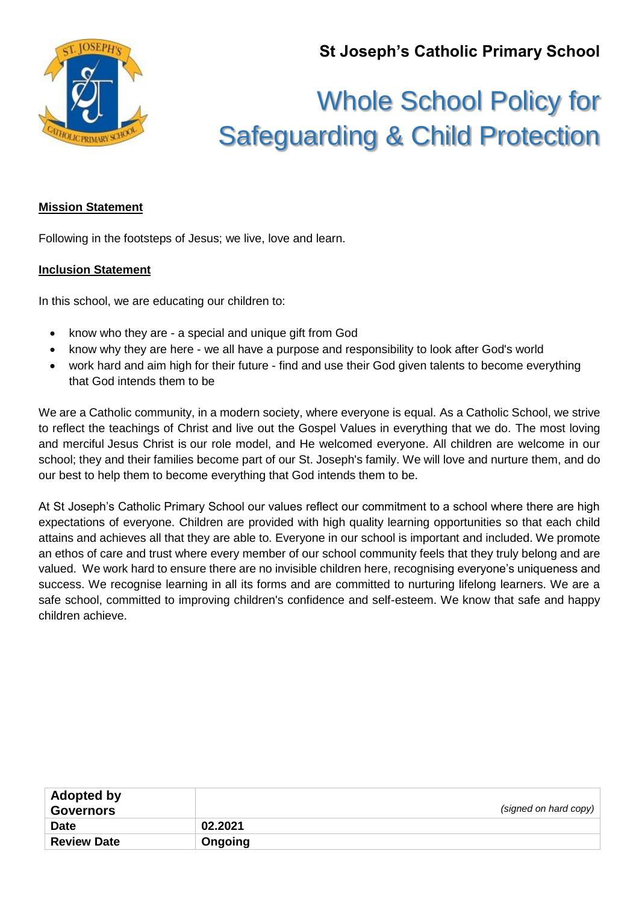**St Joseph's Catholic Primary School**

# Whole School Policy for Safeguarding & Child Protection

**Mission Statement**

Following in the footsteps of Jesus; we live, love and learn.

**Inclusion Statement**

In this school, we are educating our children to:

- know who they are - a special and unique gift from God
- know why they are here - we all have a purpose and responsibility to look after God's world
- work hard and aim high for their future - find and use their God given talents to become everything that God intends them to be

We are a Catholic community, in a modern society, where everyone is equal. As a Catholic School, we strive to reflect the teachings of Christ and live out the Gospel Values in everything that we do. The most loving and merciful Jesus Christ is our role model, and He welcomed everyone. All children are welcome in our school; they and their families become part of our St. Joseph's family. We will love and nurture them, and do our best to help them to become everything that God intends them to be.

At St Joseph's Catholic Primary School our values reflect our commitment to a school where there are high expectations of everyone. Children are provided with high quality learning opportunities so that each child attains and achieves all that they are able to. Everyone in our school is important and included. We promote an ethos of care and trust where every member of our school community feels that they truly belong and are valued. We work hard to ensure there are no invisible children here, recognising everyone's uniqueness and success. We recognise learning in all its forms and are committed to nurturing lifelong learners. We are a safe school, committed to improving children's confidence and self-esteem. We know that safe and happy children achieve.

| **Adopted by Governors** | *(signed on hard copy)* |
|---|---|
| **Date** | **02.2021** |
| **Review Date** | **Ongoing** |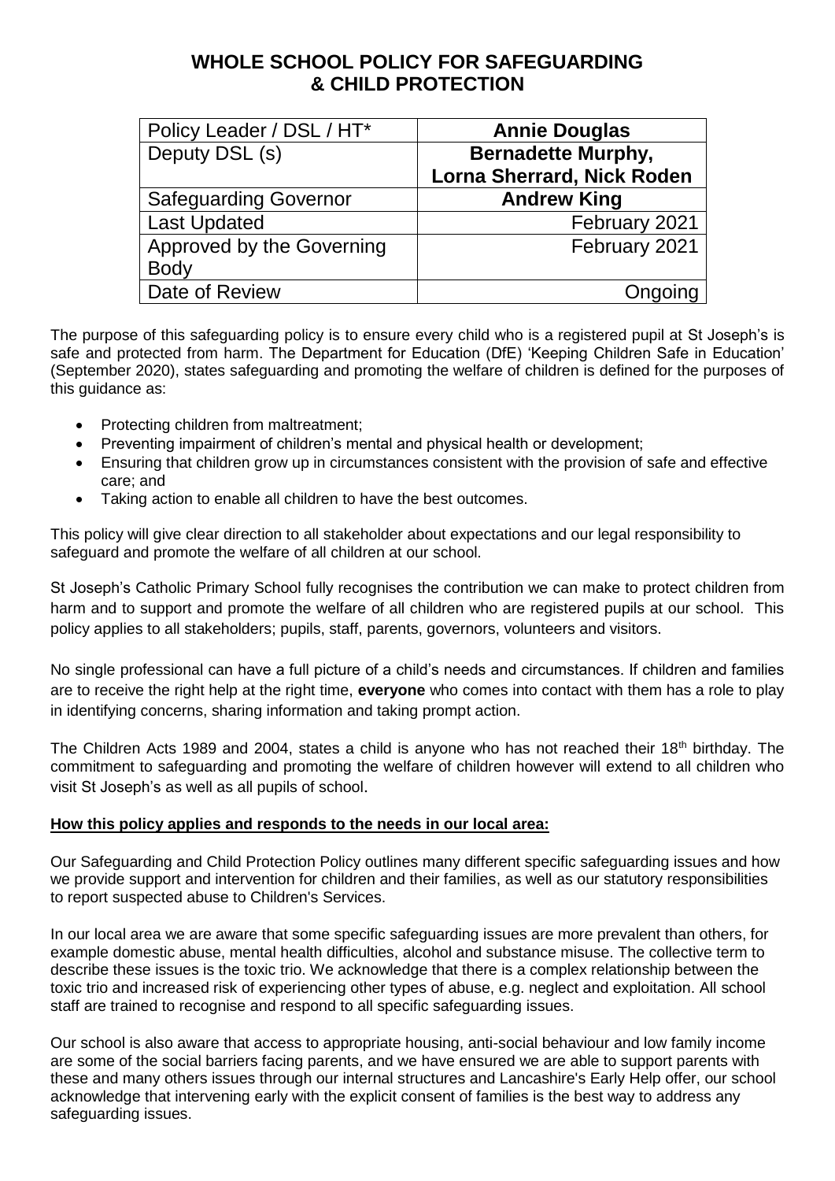# WHOLE SCHOOL POLICY FOR SAFEGUARDING & CHILD PROTECTION

| Policy Leader / DSL / HT* | **Annie Douglas** |
|---|---|
| Deputy DSL (s) | **Bernadette Murphy, Lorna Sherrard, Nick Roden** |
| Safeguarding Governor | **Andrew King** |
| Last Updated | February 2021 |
| Approved by the Governing Body | February 2021 |
| Date of Review | Ongoing |

The purpose of this safeguarding policy is to ensure every child who is a registered pupil at St Joseph's is safe and protected from harm. The Department for Education (DfE) 'Keeping Children Safe in Education' (September 2020), states safeguarding and promoting the welfare of children is defined for the purposes of this guidance as:

- Protecting children from maltreatment;
- Preventing impairment of children's mental and physical health or development;
- Ensuring that children grow up in circumstances consistent with the provision of safe and effective care; and
- Taking action to enable all children to have the best outcomes.

This policy will give clear direction to all stakeholder about expectations and our legal responsibility to safeguard and promote the welfare of all children at our school.

St Joseph's Catholic Primary School fully recognises the contribution we can make to protect children from harm and to support and promote the welfare of all children who are registered pupils at our school. This policy applies to all stakeholders; pupils, staff, parents, governors, volunteers and visitors.

No single professional can have a full picture of a child's needs and circumstances. If children and families are to receive the right help at the right time, **everyone** who comes into contact with them has a role to play in identifying concerns, sharing information and taking prompt action.

The Children Acts 1989 and 2004, states a child is anyone who has not reached their 18th birthday. The commitment to safeguarding and promoting the welfare of children however will extend to all children who visit St Joseph's as well as all pupils of school.

**How this policy applies and responds to the needs in our local area:**

Our Safeguarding and Child Protection Policy outlines many different specific safeguarding issues and how we provide support and intervention for children and their families, as well as our statutory responsibilities to report suspected abuse to Children's Services.

In our local area we are aware that some specific safeguarding issues are more prevalent than others, for example domestic abuse, mental health difficulties, alcohol and substance misuse. The collective term to describe these issues is the toxic trio. We acknowledge that there is a complex relationship between the toxic trio and increased risk of experiencing other types of abuse, e.g. neglect and exploitation. All school staff are trained to recognise and respond to all specific safeguarding issues.

Our school is also aware that access to appropriate housing, anti-social behaviour and low family income are some of the social barriers facing parents, and we have ensured we are able to support parents with these and many others issues through our internal structures and Lancashire's Early Help offer, our school acknowledge that intervening early with the explicit consent of families is the best way to address any safeguarding issues.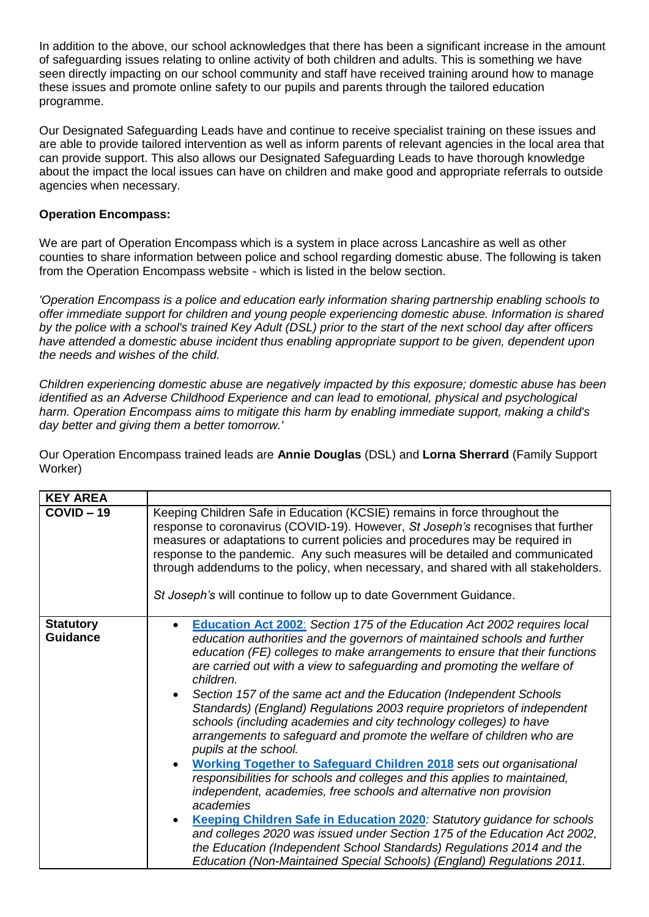In addition to the above, our school acknowledges that there has been a significant increase in the amount of safeguarding issues relating to online activity of both children and adults. This is something we have seen directly impacting on our school community and staff have received training around how to manage these issues and promote online safety to our pupils and parents through the tailored education programme.

Our Designated Safeguarding Leads have and continue to receive specialist training on these issues and are able to provide tailored intervention as well as inform parents of relevant agencies in the local area that can provide support. This also allows our Designated Safeguarding Leads to have thorough knowledge about the impact the local issues can have on children and make good and appropriate referrals to outside agencies when necessary.

**Operation Encompass:**

We are part of Operation Encompass which is a system in place across Lancashire as well as other counties to share information between police and school regarding domestic abuse. The following is taken from the Operation Encompass website - which is listed in the below section.

*'Operation Encompass is a police and education early information sharing partnership enabling schools to offer immediate support for children and young people experiencing domestic abuse. Information is shared by the police with a school's trained Key Adult (DSL) prior to the start of the next school day after officers have attended a domestic abuse incident thus enabling appropriate support to be given, dependent upon the needs and wishes of the child.*

*Children experiencing domestic abuse are negatively impacted by this exposure; domestic abuse has been identified as an Adverse Childhood Experience and can lead to emotional, physical and psychological harm. Operation Encompass aims to mitigate this harm by enabling immediate support, making a child's day better and giving them a better tomorrow.'*

Our Operation Encompass trained leads are **Annie Douglas** (DSL) and **Lorna Sherrard** (Family Support Worker)

| **KEY AREA** | |
|---|---|
| **COVID – 19** | Keeping Children Safe in Education (KCSIE) remains in force throughout the response to coronavirus (COVID-19). However, *St Joseph's* recognises that further measures or adaptations to current policies and procedures may be required in response to the pandemic. Any such measures will be detailed and communicated through addendums to the policy, when necessary, and shared with all stakeholders.<br><br>*St Joseph's* will continue to follow up to date Government Guidance. |
| **Statutory Guidance** | • **Education Act 2002**: *Section 175 of the Education Act 2002 requires local education authorities and the governors of maintained schools and further education (FE) colleges to make arrangements to ensure that their functions are carried out with a view to safeguarding and promoting the welfare of children.*<br>• *Section 157 of the same act and the Education (Independent Schools Standards) (England) Regulations 2003 require proprietors of independent schools (including academies and city technology colleges) to have arrangements to safeguard and promote the welfare of children who are pupils at the school.*<br>• **Working Together to Safeguard Children 2018** *sets out organisational responsibilities for schools and colleges and this applies to maintained, independent, academies, free schools and alternative non provision academies*<br>• **Keeping Children Safe in Education 2020***: Statutory guidance for schools and colleges 2020 was issued under Section 175 of the Education Act 2002, the Education (Independent School Standards) Regulations 2014 and the Education (Non-Maintained Special Schools) (England) Regulations 2011.* |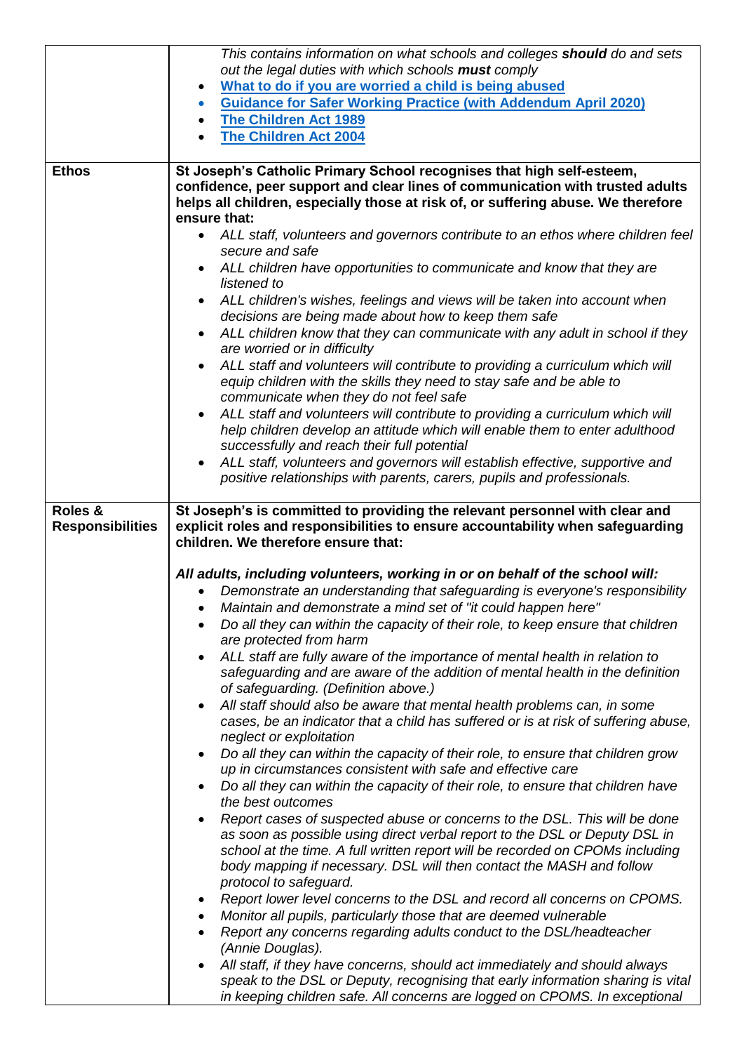| | |
|---|---|
| | *This contains information on what schools and colleges **should** do and sets out the legal duties with which schools **must** comply*<br>• **What to do if you are worried a child is being abused**<br>• **Guidance for Safer Working Practice (with Addendum April 2020)**<br>• **The Children Act 1989**<br>• **The Children Act 2004** |
| **Ethos** | **St Joseph's Catholic Primary School recognises that high self-esteem, confidence, peer support and clear lines of communication with trusted adults helps all children, especially those at risk of, or suffering abuse. We therefore ensure that:**<br>• *ALL staff, volunteers and governors contribute to an ethos where children feel secure and safe*<br>• *ALL children have opportunities to communicate and know that they are listened to*<br>• *ALL children's wishes, feelings and views will be taken into account when decisions are being made about how to keep them safe*<br>• *ALL children know that they can communicate with any adult in school if they are worried or in difficulty*<br>• *ALL staff and volunteers will contribute to providing a curriculum which will equip children with the skills they need to stay safe and be able to communicate when they do not feel safe*<br>• *ALL staff and volunteers will contribute to providing a curriculum which will help children develop an attitude which will enable them to enter adulthood successfully and reach their full potential*<br>• *ALL staff, volunteers and governors will establish effective, supportive and positive relationships with parents, carers, pupils and professionals.* |
| **Roles & Responsibilities** | **St Joseph's is committed to providing the relevant personnel with clear and explicit roles and responsibilities to ensure accountability when safeguarding children. We therefore ensure that:**<br><br>***All adults, including volunteers, working in or on behalf of the school will:***<br>• *Demonstrate an understanding that safeguarding is everyone's responsibility*<br>• *Maintain and demonstrate a mind set of "it could happen here"*<br>• *Do all they can within the capacity of their role, to keep ensure that children are protected from harm*<br>• *ALL staff are fully aware of the importance of mental health in relation to safeguarding and are aware of the addition of mental health in the definition of safeguarding. (Definition above.)*<br>• *All staff should also be aware that mental health problems can, in some cases, be an indicator that a child has suffered or is at risk of suffering abuse, neglect or exploitation*<br>• *Do all they can within the capacity of their role, to ensure that children grow up in circumstances consistent with safe and effective care*<br>• *Do all they can within the capacity of their role, to ensure that children have the best outcomes*<br>• *Report cases of suspected abuse or concerns to the DSL. This will be done as soon as possible using direct verbal report to the DSL or Deputy DSL in school at the time. A full written report will be recorded on CPOMs including body mapping if necessary. DSL will then contact the MASH and follow protocol to safeguard.*<br>• *Report lower level concerns to the DSL and record all concerns on CPOMS.*<br>• *Monitor all pupils, particularly those that are deemed vulnerable*<br>• *Report any concerns regarding adults conduct to the DSL/headteacher (Annie Douglas).*<br>• *All staff, if they have concerns, should act immediately and should always speak to the DSL or Deputy, recognising that early information sharing is vital in keeping children safe. All concerns are logged on CPOMS. In exceptional* |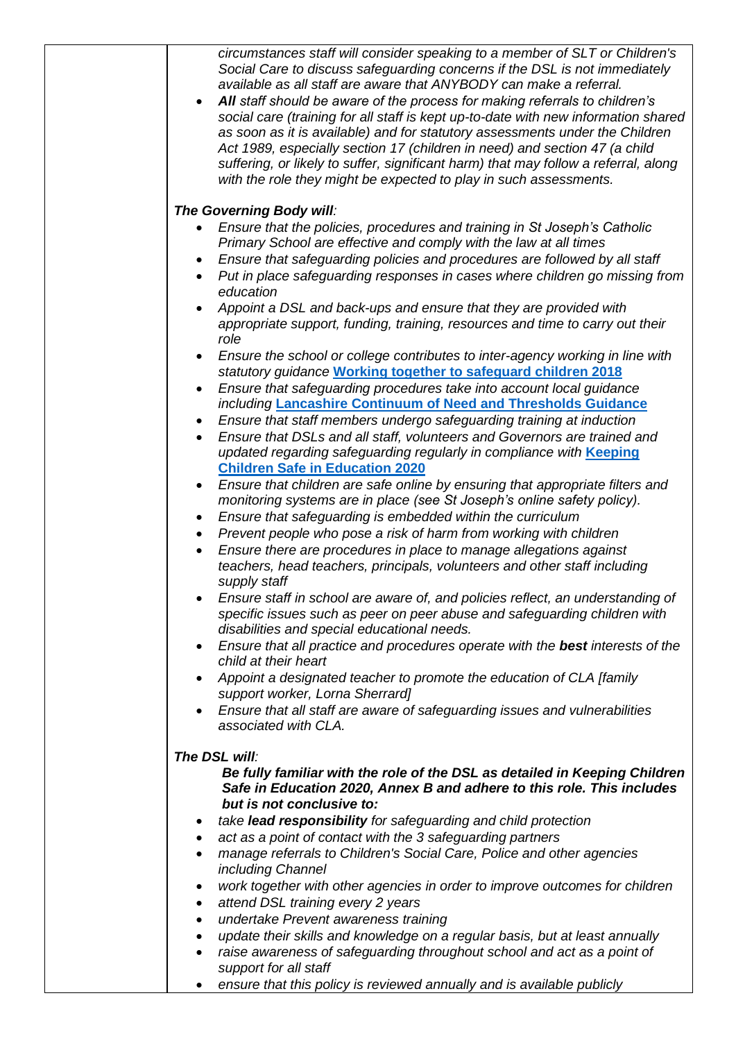*circumstances staff will consider speaking to a member of SLT or Children's Social Care to discuss safeguarding concerns if the DSL is not immediately available as all staff are aware that ANYBODY can make a referral.*

- ***All** staff should be aware of the process for making referrals to children's social care (training for all staff is kept up-to-date with new information shared as soon as it is available) and for statutory assessments under the Children Act 1989, especially section 17 (children in need) and section 47 (a child suffering, or likely to suffer, significant harm) that may follow a referral, along with the role they might be expected to play in such assessments.*

***The Governing Body will**:*

- *Ensure that the policies, procedures and training in St Joseph's Catholic Primary School are effective and comply with the law at all times*
- *Ensure that safeguarding policies and procedures are followed by all staff*
- *Put in place safeguarding responses in cases where children go missing from education*
- *Appoint a DSL and back-ups and ensure that they are provided with appropriate support, funding, training, resources and time to carry out their role*
- *Ensure the school or college contributes to inter-agency working in line with statutory guidance **Working together to safeguard children 2018***
- *Ensure that safeguarding procedures take into account local guidance including **Lancashire Continuum of Need and Thresholds Guidance***
- *Ensure that staff members undergo safeguarding training at induction*
- *Ensure that DSLs and all staff, volunteers and Governors are trained and updated regarding safeguarding regularly in compliance with **Keeping Children Safe in Education 2020***
- *Ensure that children are safe online by ensuring that appropriate filters and monitoring systems are in place (see St Joseph's online safety policy).*
- *Ensure that safeguarding is embedded within the curriculum*
- *Prevent people who pose a risk of harm from working with children*
- *Ensure there are procedures in place to manage allegations against teachers, head teachers, principals, volunteers and other staff including supply staff*
- *Ensure staff in school are aware of, and policies reflect, an understanding of specific issues such as peer on peer abuse and safeguarding children with disabilities and special educational needs.*
- *Ensure that all practice and procedures operate with the **best** interests of the child at their heart*
- *Appoint a designated teacher to promote the education of CLA [family support worker, Lorna Sherrard]*
- *Ensure that all staff are aware of safeguarding issues and vulnerabilities associated with CLA.*

***The DSL will**:*

***Be fully familiar with the role of the DSL as detailed in Keeping Children Safe in Education 2020, Annex B and adhere to this role. This includes but is not conclusive to:***

- *take **lead responsibility** for safeguarding and child protection*
- *act as a point of contact with the 3 safeguarding partners*
- *manage referrals to Children's Social Care, Police and other agencies including Channel*
- *work together with other agencies in order to improve outcomes for children*
- *attend DSL training every 2 years*
- *undertake Prevent awareness training*
- *update their skills and knowledge on a regular basis, but at least annually*
- *raise awareness of safeguarding throughout school and act as a point of support for all staff*
- *ensure that this policy is reviewed annually and is available publicly*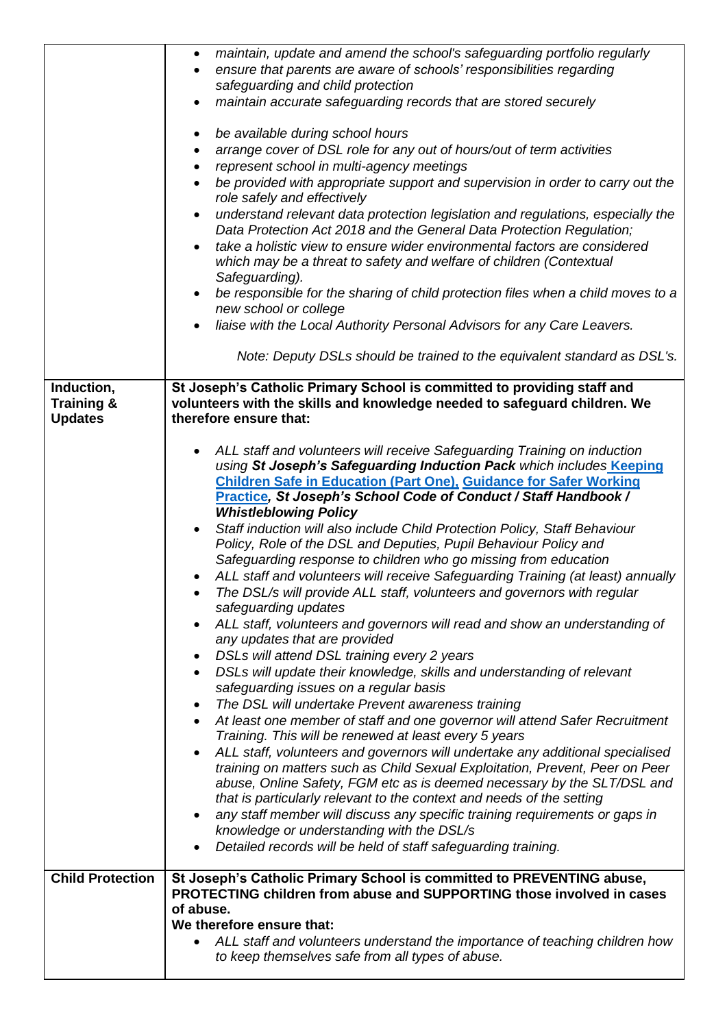| | |
|---|---|
| | • *maintain, update and amend the school's safeguarding portfolio regularly*<br>• *ensure that parents are aware of schools' responsibilities regarding safeguarding and child protection*<br>• *maintain accurate safeguarding records that are stored securely*<br><br>• *be available during school hours*<br>• *arrange cover of DSL role for any out of hours/out of term activities*<br>• *represent school in multi-agency meetings*<br>• *be provided with appropriate support and supervision in order to carry out the role safely and effectively*<br>• *understand relevant data protection legislation and regulations, especially the Data Protection Act 2018 and the General Data Protection Regulation;*<br>• *take a holistic view to ensure wider environmental factors are considered which may be a threat to safety and welfare of children (Contextual Safeguarding).*<br>• *be responsible for the sharing of child protection files when a child moves to a new school or college*<br>• *liaise with the Local Authority Personal Advisors for any Care Leavers.*<br><br>*Note: Deputy DSLs should be trained to the equivalent standard as DSL's.* |
| **Induction, Training & Updates** | **St Joseph's Catholic Primary School is committed to providing staff and volunteers with the skills and knowledge needed to safeguard children. We therefore ensure that:**<br><br>• *ALL staff and volunteers will receive Safeguarding Training on induction using* ***St Joseph's Safeguarding Induction Pack*** *which includes* **Keeping Children Safe in Education (Part One), Guidance for Safer Working Practice***,* ***St Joseph's School Code of Conduct / Staff Handbook / Whistleblowing Policy***<br>• *Staff induction will also include Child Protection Policy, Staff Behaviour Policy, Role of the DSL and Deputies, Pupil Behaviour Policy and Safeguarding response to children who go missing from education*<br>• *ALL staff and volunteers will receive Safeguarding Training (at least) annually*<br>• *The DSL/s will provide ALL staff, volunteers and governors with regular safeguarding updates*<br>• *ALL staff, volunteers and governors will read and show an understanding of any updates that are provided*<br>• *DSLs will attend DSL training every 2 years*<br>• *DSLs will update their knowledge, skills and understanding of relevant safeguarding issues on a regular basis*<br>• *The DSL will undertake Prevent awareness training*<br>• *At least one member of staff and one governor will attend Safer Recruitment Training. This will be renewed at least every 5 years*<br>• *ALL staff, volunteers and governors will undertake any additional specialised training on matters such as Child Sexual Exploitation, Prevent, Peer on Peer abuse, Online Safety, FGM etc as is deemed necessary by the SLT/DSL and that is particularly relevant to the context and needs of the setting*<br>• *any staff member will discuss any specific training requirements or gaps in knowledge or understanding with the DSL/s*<br>• *Detailed records will be held of staff safeguarding training.* |
| **Child Protection** | **St Joseph's Catholic Primary School is committed to PREVENTING abuse, PROTECTING children from abuse and SUPPORTING those involved in cases of abuse.**<br>**We therefore ensure that:**<br>• *ALL staff and volunteers understand the importance of teaching children how to keep themselves safe from all types of abuse.* |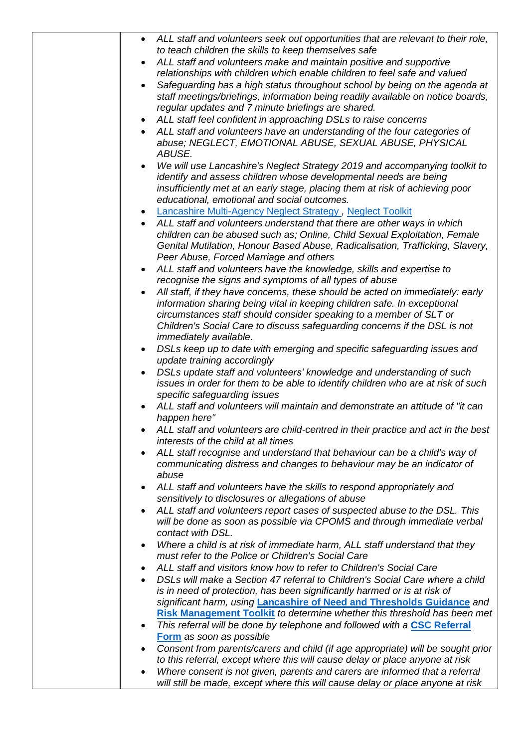| | |
|---|---|
| | <ul><li>*ALL staff and volunteers seek out opportunities that are relevant to their role, to teach children the skills to keep themselves safe*</li><li>*ALL staff and volunteers make and maintain positive and supportive relationships with children which enable children to feel safe and valued*</li><li>*Safeguarding has a high status throughout school by being on the agenda at staff meetings/briefings, information being readily available on notice boards, regular updates and 7 minute briefings are shared.*</li><li>*ALL staff feel confident in approaching DSLs to raise concerns*</li><li>*ALL staff and volunteers have an understanding of the four categories of abuse; NEGLECT, EMOTIONAL ABUSE, SEXUAL ABUSE, PHYSICAL ABUSE.*</li><li>*We will use Lancashire's Neglect Strategy 2019 and accompanying toolkit to identify and assess children whose developmental needs are being insufficiently met at an early stage, placing them at risk of achieving poor educational, emotional and social outcomes.*</li><li>[Lancashire Multi-Agency Neglect Strategy](), [Neglect Toolkit]()</li><li>*ALL staff and volunteers understand that there are other ways in which children can be abused such as; Online, Child Sexual Exploitation, Female Genital Mutilation, Honour Based Abuse, Radicalisation, Trafficking, Slavery, Peer Abuse, Forced Marriage and others*</li><li>*ALL staff and volunteers have the knowledge, skills and expertise to recognise the signs and symptoms of all types of abuse*</li><li>*All staff, if they have concerns, these should be acted on immediately: early information sharing being vital in keeping children safe. In exceptional circumstances staff should consider speaking to a member of SLT or Children's Social Care to discuss safeguarding concerns if the DSL is not immediately available.*</li><li>*DSLs keep up to date with emerging and specific safeguarding issues and update training accordingly*</li><li>*DSLs update staff and volunteers' knowledge and understanding of such issues in order for them to be able to identify children who are at risk of such specific safeguarding issues*</li><li>*ALL staff and volunteers will maintain and demonstrate an attitude of "it can happen here"*</li><li>*ALL staff and volunteers are child-centred in their practice and act in the best interests of the child at all times*</li><li>*ALL staff recognise and understand that behaviour can be a child's way of communicating distress and changes to behaviour may be an indicator of abuse*</li><li>*ALL staff and volunteers have the skills to respond appropriately and sensitively to disclosures or allegations of abuse*</li><li>*ALL staff and volunteers report cases of suspected abuse to the DSL. This will be done as soon as possible via CPOMS and through immediate verbal contact with DSL.*</li><li>*Where a child is at risk of immediate harm, ALL staff understand that they must refer to the Police or Children's Social Care*</li><li>*ALL staff and visitors know how to refer to Children's Social Care*</li><li>*DSLs will make a Section 47 referral to Children's Social Care where a child is in need of protection, has been significantly harmed or is at risk of significant harm, using* **[Lancashire of Need and Thresholds Guidance]()** *and* **[Risk Management Toolkit]()** *to determine whether this threshold has been met*</li><li>*This referral will be done by telephone and followed with a* **[CSC Referral Form]()** *as soon as possible*</li><li>*Consent from parents/carers and child (if age appropriate) will be sought prior to this referral, except where this will cause delay or place anyone at risk*</li><li>*Where consent is not given, parents and carers are informed that a referral will still be made, except where this will cause delay or place anyone at risk*</li></ul> |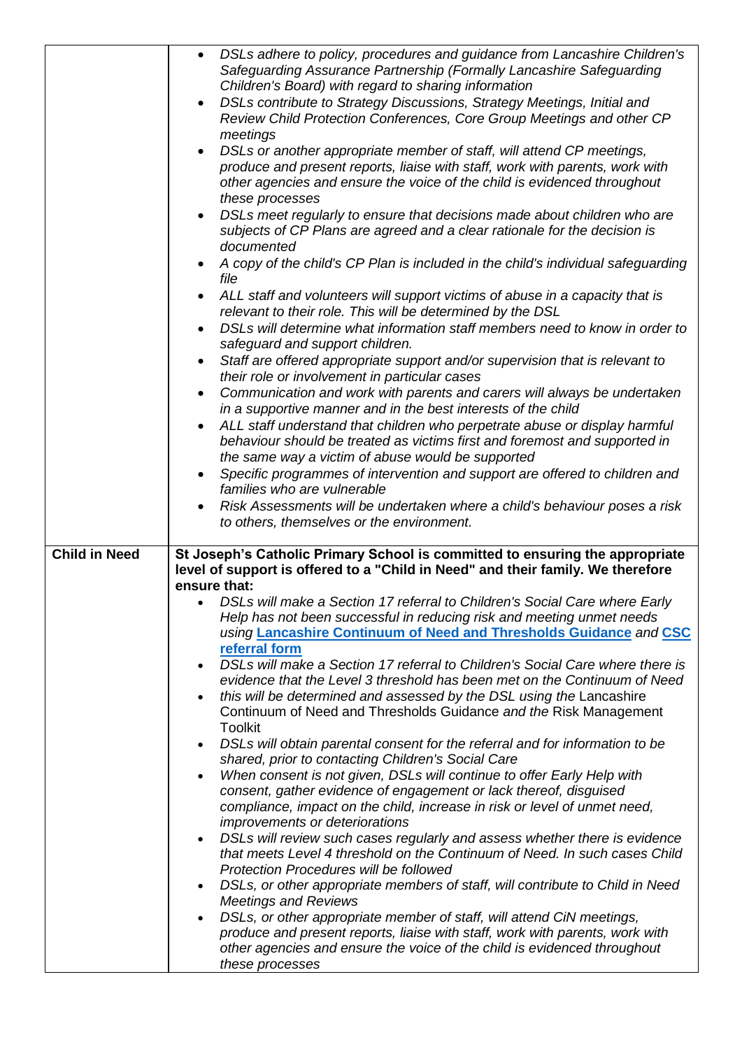| | |
|---|---|
| | • *DSLs adhere to policy, procedures and guidance from Lancashire Children's Safeguarding Assurance Partnership (Formally Lancashire Safeguarding Children's Board) with regard to sharing information*<br>• *DSLs contribute to Strategy Discussions, Strategy Meetings, Initial and Review Child Protection Conferences, Core Group Meetings and other CP meetings*<br>• *DSLs or another appropriate member of staff, will attend CP meetings, produce and present reports, liaise with staff, work with parents, work with other agencies and ensure the voice of the child is evidenced throughout these processes*<br>• *DSLs meet regularly to ensure that decisions made about children who are subjects of CP Plans are agreed and a clear rationale for the decision is documented*<br>• *A copy of the child's CP Plan is included in the child's individual safeguarding file*<br>• *ALL staff and volunteers will support victims of abuse in a capacity that is relevant to their role. This will be determined by the DSL*<br>• *DSLs will determine what information staff members need to know in order to safeguard and support children.*<br>• *Staff are offered appropriate support and/or supervision that is relevant to their role or involvement in particular cases*<br>• *Communication and work with parents and carers will always be undertaken in a supportive manner and in the best interests of the child*<br>• *ALL staff understand that children who perpetrate abuse or display harmful behaviour should be treated as victims first and foremost and supported in the same way a victim of abuse would be supported*<br>• *Specific programmes of intervention and support are offered to children and families who are vulnerable*<br>• *Risk Assessments will be undertaken where a child's behaviour poses a risk to others, themselves or the environment.* |
| **Child in Need** | **St Joseph's Catholic Primary School is committed to ensuring the appropriate level of support is offered to a "Child in Need" and their family. We therefore ensure that:**<br>• *DSLs will make a Section 17 referral to Children's Social Care where Early Help has not been successful in reducing risk and meeting unmet needs using* **Lancashire Continuum of Need and Thresholds Guidance** *and* **CSC referral form**<br>• *DSLs will make a Section 17 referral to Children's Social Care where there is evidence that the Level 3 threshold has been met on the Continuum of Need*<br>• *this will be determined and assessed by the DSL using the* Lancashire Continuum of Need and Thresholds Guidance *and the* Risk Management Toolkit<br>• *DSLs will obtain parental consent for the referral and for information to be shared, prior to contacting Children's Social Care*<br>• *When consent is not given, DSLs will continue to offer Early Help with consent, gather evidence of engagement or lack thereof, disguised compliance, impact on the child, increase in risk or level of unmet need, improvements or deteriorations*<br>• *DSLs will review such cases regularly and assess whether there is evidence that meets Level 4 threshold on the Continuum of Need. In such cases Child Protection Procedures will be followed*<br>• *DSLs, or other appropriate members of staff, will contribute to Child in Need Meetings and Reviews*<br>• *DSLs, or other appropriate member of staff, will attend CiN meetings, produce and present reports, liaise with staff, work with parents, work with other agencies and ensure the voice of the child is evidenced throughout these processes* |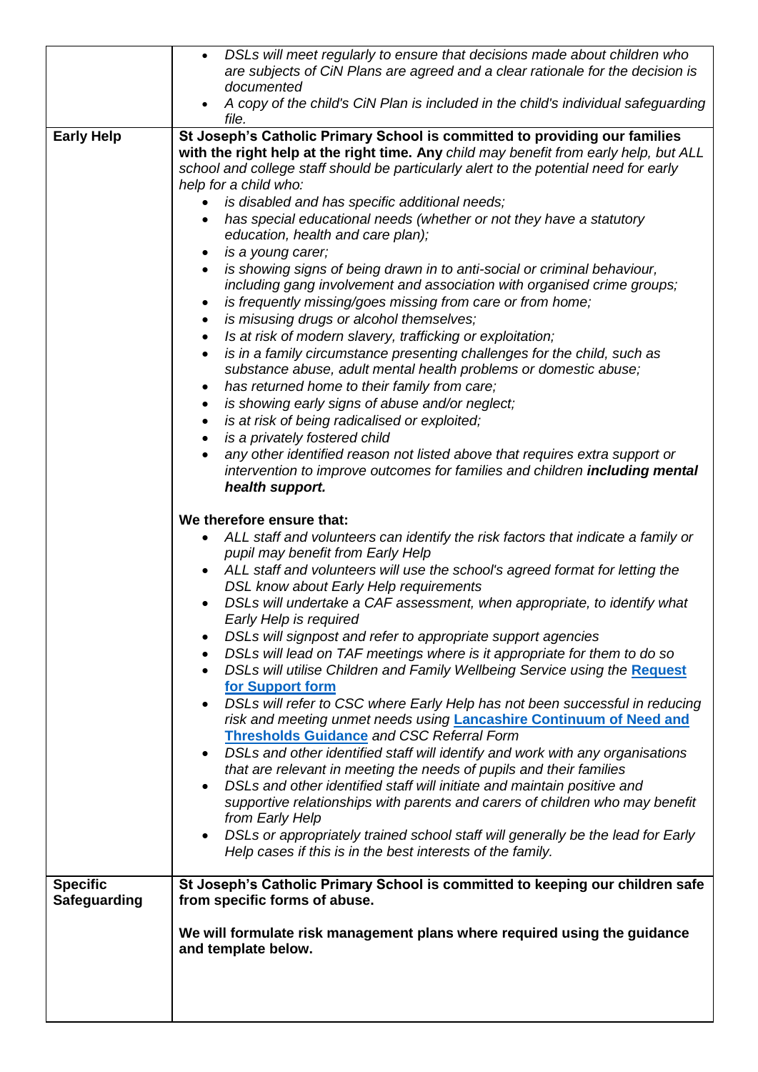| | |
|---|---|
| | • *DSLs will meet regularly to ensure that decisions made about children who are subjects of CiN Plans are agreed and a clear rationale for the decision is documented*<br>• *A copy of the child's CiN Plan is included in the child's individual safeguarding file.* |
| **Early Help** | **St Joseph's Catholic Primary School is committed to providing our families with the right help at the right time. Any** *child may benefit from early help, but ALL school and college staff should be particularly alert to the potential need for early help for a child who:*<br>• *is disabled and has specific additional needs;*<br>• *has special educational needs (whether or not they have a statutory education, health and care plan);*<br>• *is a young carer;*<br>• *is showing signs of being drawn in to anti-social or criminal behaviour, including gang involvement and association with organised crime groups;*<br>• *is frequently missing/goes missing from care or from home;*<br>• *is misusing drugs or alcohol themselves;*<br>• *Is at risk of modern slavery, trafficking or exploitation;*<br>• *is in a family circumstance presenting challenges for the child, such as substance abuse, adult mental health problems or domestic abuse;*<br>• *has returned home to their family from care;*<br>• *is showing early signs of abuse and/or neglect;*<br>• *is at risk of being radicalised or exploited;*<br>• *is a privately fostered child*<br>• *any other identified reason not listed above that requires extra support or intervention to improve outcomes for families and children* ***including mental health support.***<br><br>**We therefore ensure that:**<br>• *ALL staff and volunteers can identify the risk factors that indicate a family or pupil may benefit from Early Help*<br>• *ALL staff and volunteers will use the school's agreed format for letting the DSL know about Early Help requirements*<br>• *DSLs will undertake a CAF assessment, when appropriate, to identify what Early Help is required*<br>• *DSLs will signpost and refer to appropriate support agencies*<br>• *DSLs will lead on TAF meetings where is it appropriate for them to do so*<br>• *DSLs will utilise Children and Family Wellbeing Service using the* **Request for Support form**<br>• *DSLs will refer to CSC where Early Help has not been successful in reducing risk and meeting unmet needs using* **Lancashire Continuum of Need and Thresholds Guidance** *and CSC Referral Form*<br>• *DSLs and other identified staff will identify and work with any organisations that are relevant in meeting the needs of pupils and their families*<br>• *DSLs and other identified staff will initiate and maintain positive and supportive relationships with parents and carers of children who may benefit from Early Help*<br>• *DSLs or appropriately trained school staff will generally be the lead for Early Help cases if this is in the best interests of the family.* |
| **Specific Safeguarding** | **St Joseph's Catholic Primary School is committed to keeping our children safe from specific forms of abuse.**<br><br>**We will formulate risk management plans where required using the guidance and template below.** |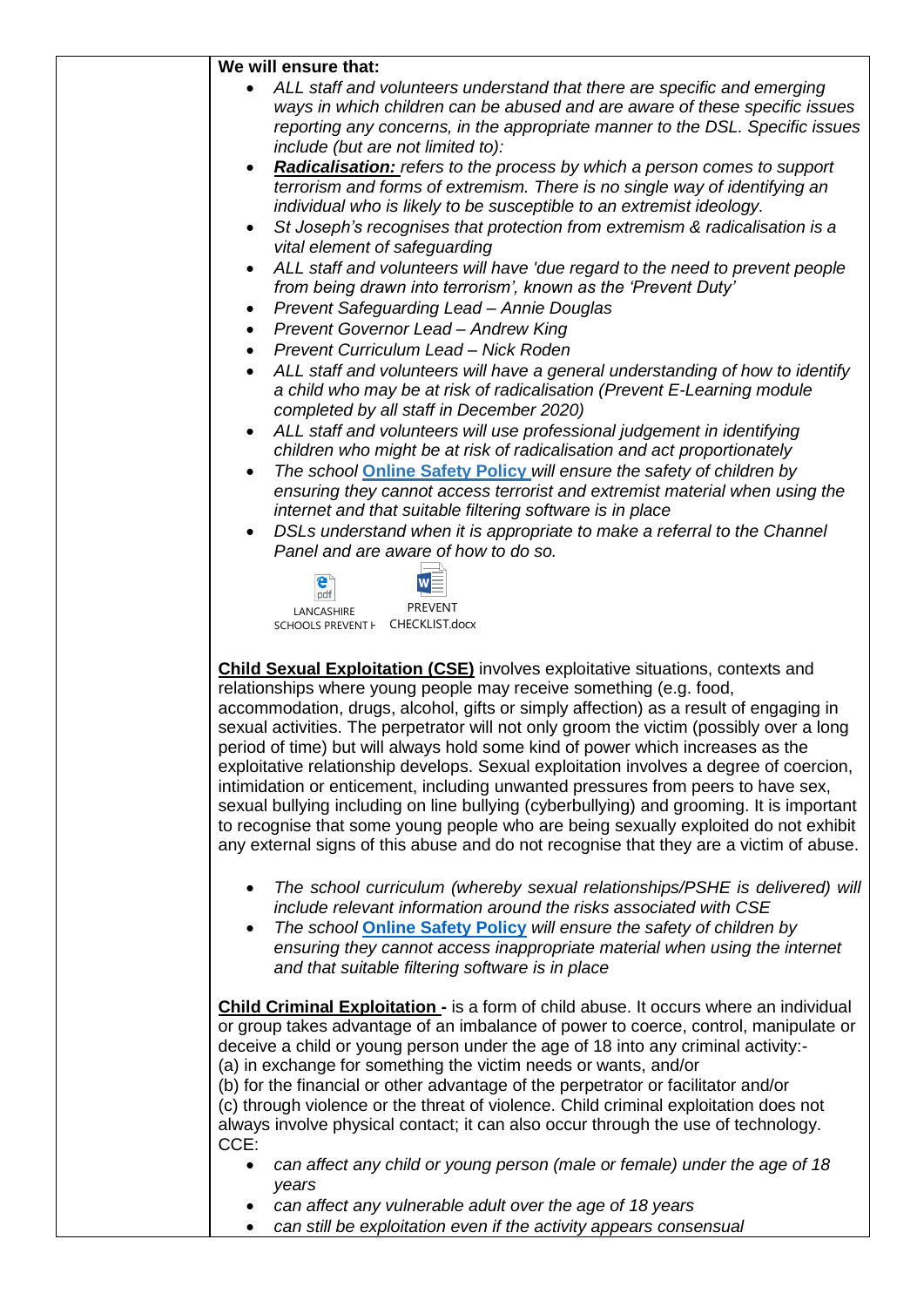**We will ensure that:**

- *ALL staff and volunteers understand that there are specific and emerging ways in which children can be abused and are aware of these specific issues reporting any concerns, in the appropriate manner to the DSL. Specific issues include (but are not limited to):*
- ***Radicalisation:*** *refers to the process by which a person comes to support terrorism and forms of extremism. There is no single way of identifying an individual who is likely to be susceptible to an extremist ideology.*
- *St Joseph's recognises that protection from extremism & radicalisation is a vital element of safeguarding*
- *ALL staff and volunteers will have 'due regard to the need to prevent people from being drawn into terrorism', known as the 'Prevent Duty'*
- *Prevent Safeguarding Lead – Annie Douglas*
- *Prevent Governor Lead – Andrew King*
- *Prevent Curriculum Lead – Nick Roden*
- *ALL staff and volunteers will have a general understanding of how to identify a child who may be at risk of radicalisation (Prevent E-Learning module completed by all staff in December 2020)*
- *ALL staff and volunteers will use professional judgement in identifying children who might be at risk of radicalisation and act proportionately*
- *The school* ***Online Safety Policy*** *will ensure the safety of children by ensuring they cannot access terrorist and extremist material when using the internet and that suitable filtering software is in place*
- *DSLs understand when it is appropriate to make a referral to the Channel Panel and are aware of how to do so.*

LANCASHIRE SCHOOLS PREVENT H    PREVENT CHECKLIST.docx

**Child Sexual Exploitation (CSE)** involves exploitative situations, contexts and relationships where young people may receive something (e.g. food, accommodation, drugs, alcohol, gifts or simply affection) as a result of engaging in sexual activities. The perpetrator will not only groom the victim (possibly over a long period of time) but will always hold some kind of power which increases as the exploitative relationship develops. Sexual exploitation involves a degree of coercion, intimidation or enticement, including unwanted pressures from peers to have sex, sexual bullying including on line bullying (cyberbullying) and grooming. It is important to recognise that some young people who are being sexually exploited do not exhibit any external signs of this abuse and do not recognise that they are a victim of abuse.

- *The school curriculum (whereby sexual relationships/PSHE is delivered) will include relevant information around the risks associated with CSE*
- *The school* ***Online Safety Policy*** *will ensure the safety of children by ensuring they cannot access inappropriate material when using the internet and that suitable filtering software is in place*

**Child Criminal Exploitation -** is a form of child abuse. It occurs where an individual or group takes advantage of an imbalance of power to coerce, control, manipulate or deceive a child or young person under the age of 18 into any criminal activity:-
(a) in exchange for something the victim needs or wants, and/or
(b) for the financial or other advantage of the perpetrator or facilitator and/or
(c) through violence or the threat of violence. Child criminal exploitation does not always involve physical contact; it can also occur through the use of technology.
CCE:

- *can affect any child or young person (male or female) under the age of 18 years*
- *can affect any vulnerable adult over the age of 18 years*
- *can still be exploitation even if the activity appears consensual*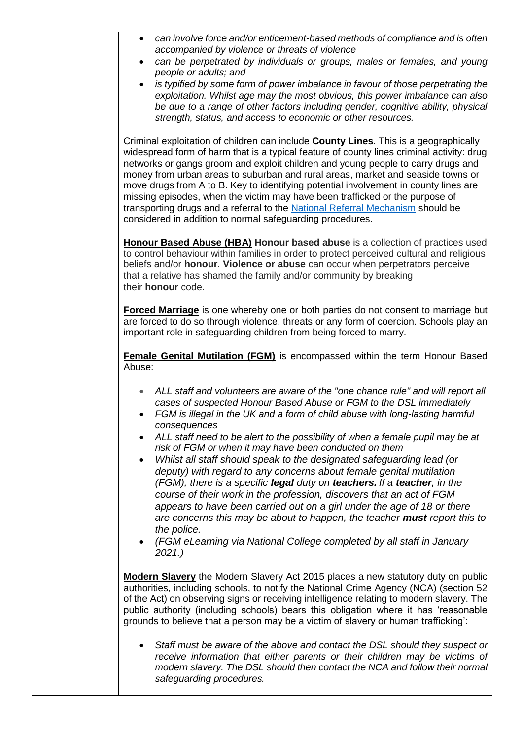- *can involve force and/or enticement-based methods of compliance and is often accompanied by violence or threats of violence*
- *can be perpetrated by individuals or groups, males or females, and young people or adults; and*
- *is typified by some form of power imbalance in favour of those perpetrating the exploitation. Whilst age may the most obvious, this power imbalance can also be due to a range of other factors including gender, cognitive ability, physical strength, status, and access to economic or other resources.*

Criminal exploitation of children can include **County Lines**. This is a geographically widespread form of harm that is a typical feature of county lines criminal activity: drug networks or gangs groom and exploit children and young people to carry drugs and money from urban areas to suburban and rural areas, market and seaside towns or move drugs from A to B. Key to identifying potential involvement in county lines are missing episodes, when the victim may have been trafficked or the purpose of transporting drugs and a referral to the National Referral Mechanism should be considered in addition to normal safeguarding procedures.

**Honour Based Abuse (HBA) Honour based abuse** is a collection of practices used to control behaviour within families in order to protect perceived cultural and religious beliefs and/or **honour**. **Violence or abuse** can occur when perpetrators perceive that a relative has shamed the family and/or community by breaking their **honour** code.

**Forced Marriage** is one whereby one or both parties do not consent to marriage but are forced to do so through violence, threats or any form of coercion. Schools play an important role in safeguarding children from being forced to marry.

**Female Genital Mutilation (FGM)** is encompassed within the term Honour Based Abuse:

- *ALL staff and volunteers are aware of the "one chance rule" and will report all cases of suspected Honour Based Abuse or FGM to the DSL immediately*
- *FGM is illegal in the UK and a form of child abuse with long-lasting harmful consequences*
- *ALL staff need to be alert to the possibility of when a female pupil may be at risk of FGM or when it may have been conducted on them*
- *Whilst all staff should speak to the designated safeguarding lead (or deputy) with regard to any concerns about female genital mutilation (FGM), there is a specific **legal** duty on **teachers.** If a **teacher**, in the course of their work in the profession, discovers that an act of FGM appears to have been carried out on a girl under the age of 18 or there are concerns this may be about to happen, the teacher **must** report this to the police.*
- *(FGM eLearning via National College completed by all staff in January 2021.)*

**Modern Slavery** the Modern Slavery Act 2015 places a new statutory duty on public authorities, including schools, to notify the National Crime Agency (NCA) (section 52 of the Act) on observing signs or receiving intelligence relating to modern slavery. The public authority (including schools) bears this obligation where it has 'reasonable grounds to believe that a person may be a victim of slavery or human trafficking':

- *Staff must be aware of the above and contact the DSL should they suspect or receive information that either parents or their children may be victims of modern slavery. The DSL should then contact the NCA and follow their normal safeguarding procedures.*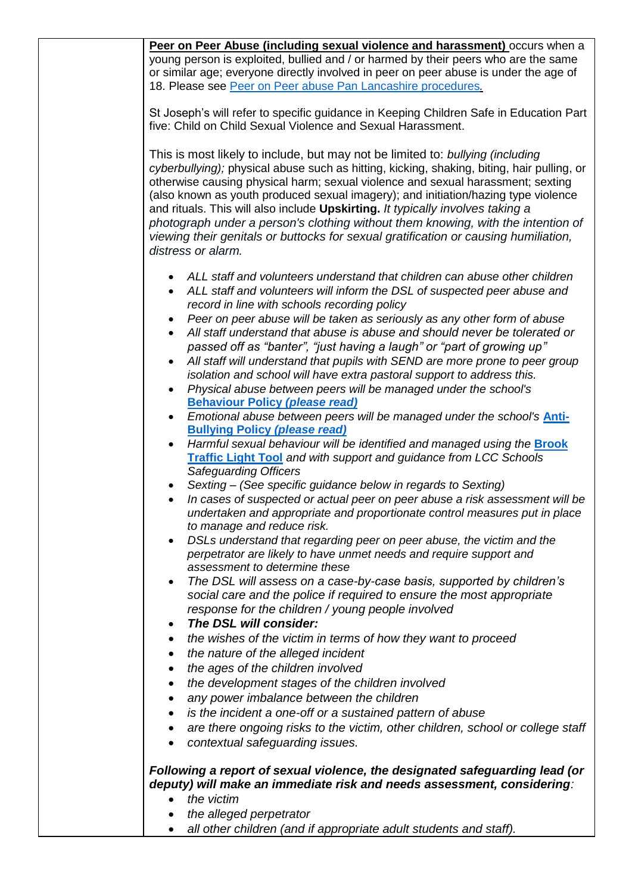**Peer on Peer Abuse (including sexual violence and harassment)** occurs when a young person is exploited, bullied and / or harmed by their peers who are the same or similar age; everyone directly involved in peer on peer abuse is under the age of 18. Please see [Peer on Peer abuse Pan Lancashire procedures](#).

St Joseph's will refer to specific guidance in Keeping Children Safe in Education Part five: Child on Child Sexual Violence and Sexual Harassment.

This is most likely to include, but may not be limited to: *bullying (including cyberbullying);* physical abuse such as hitting, kicking, shaking, biting, hair pulling, or otherwise causing physical harm; sexual violence and sexual harassment; sexting (also known as youth produced sexual imagery); and initiation/hazing type violence and rituals. This will also include **Upskirting.** *It typically involves taking a photograph under a person's clothing without them knowing, with the intention of viewing their genitals or buttocks for sexual gratification or causing humiliation, distress or alarm.*

- *ALL staff and volunteers understand that children can abuse other children*
- *ALL staff and volunteers will inform the DSL of suspected peer abuse and record in line with schools recording policy*
- *Peer on peer abuse will be taken as seriously as any other form of abuse*
- *All staff understand that abuse is abuse and should never be tolerated or passed off as "banter", "just having a laugh" or "part of growing up"*
- *All staff will understand that pupils with SEND are more prone to peer group isolation and school will have extra pastoral support to address this.*
- *Physical abuse between peers will be managed under the school's* **Behaviour Policy *(please read)***
- *Emotional abuse between peers will be managed under the school's* **Anti-Bullying Policy *(please read)***
- *Harmful sexual behaviour will be identified and managed using the* **Brook Traffic Light Tool** *and with support and guidance from LCC Schools Safeguarding Officers*
- *Sexting – (See specific guidance below in regards to Sexting)*
- *In cases of suspected or actual peer on peer abuse a risk assessment will be undertaken and appropriate and proportionate control measures put in place to manage and reduce risk.*
- *DSLs understand that regarding peer on peer abuse, the victim and the perpetrator are likely to have unmet needs and require support and assessment to determine these*
- *The DSL will assess on a case-by-case basis, supported by children's social care and the police if required to ensure the most appropriate response for the children / young people involved*
- ***The DSL will consider:***
- *the wishes of the victim in terms of how they want to proceed*
- *the nature of the alleged incident*
- *the ages of the children involved*
- *the development stages of the children involved*
- *any power imbalance between the children*
- *is the incident a one-off or a sustained pattern of abuse*
- *are there ongoing risks to the victim, other children, school or college staff*
- *contextual safeguarding issues.*

***Following a report of sexual violence, the designated safeguarding lead (or deputy) will make an immediate risk and needs assessment, considering****:*

- *the victim*
- *the alleged perpetrator*
- *all other children (and if appropriate adult students and staff).*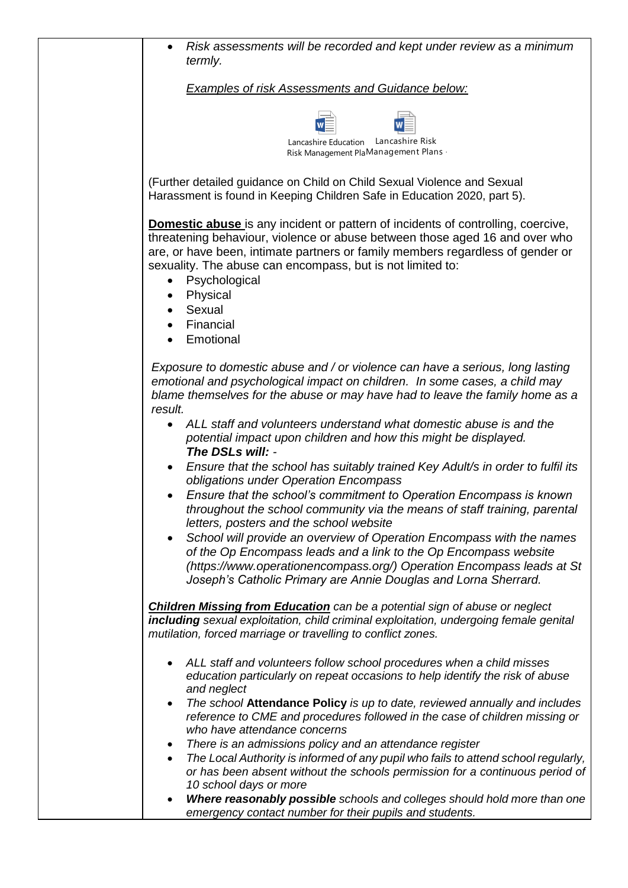- *Risk assessments will be recorded and kept under review as a minimum termly.*

*Examples of risk Assessments and Guidance below:*

Lancashire Education Risk Management Pla Lancashire Risk Management Plans

(Further detailed guidance on Child on Child Sexual Violence and Sexual Harassment is found in Keeping Children Safe in Education 2020, part 5).

**Domestic abuse** is any incident or pattern of incidents of controlling, coercive, threatening behaviour, violence or abuse between those aged 16 and over who are, or have been, intimate partners or family members regardless of gender or sexuality. The abuse can encompass, but is not limited to:

- Psychological
- Physical
- Sexual
- Financial
- Emotional

*Exposure to domestic abuse and / or violence can have a serious, long lasting emotional and psychological impact on children. In some cases, a child may blame themselves for the abuse or may have had to leave the family home as a result.*

- *ALL staff and volunteers understand what domestic abuse is and the potential impact upon children and how this might be displayed.*
  ***The DSLs will:*** -
- *Ensure that the school has suitably trained Key Adult/s in order to fulfil its obligations under Operation Encompass*
- *Ensure that the school's commitment to Operation Encompass is known throughout the school community via the means of staff training, parental letters, posters and the school website*
- *School will provide an overview of Operation Encompass with the names of the Op Encompass leads and a link to the Op Encompass website (https://www.operationencompass.org/) Operation Encompass leads at St Joseph's Catholic Primary are Annie Douglas and Lorna Sherrard.*

***Children Missing from Education*** *can be a potential sign of abuse or neglect* ***including*** *sexual exploitation, child criminal exploitation, undergoing female genital mutilation, forced marriage or travelling to conflict zones.*

- *ALL staff and volunteers follow school procedures when a child misses education particularly on repeat occasions to help identify the risk of abuse and neglect*
- *The school* **Attendance Policy** *is up to date, reviewed annually and includes reference to CME and procedures followed in the case of children missing or who have attendance concerns*
- *There is an admissions policy and an attendance register*
- *The Local Authority is informed of any pupil who fails to attend school regularly, or has been absent without the schools permission for a continuous period of 10 school days or more*
- ***Where reasonably possible*** *schools and colleges should hold more than one emergency contact number for their pupils and students.*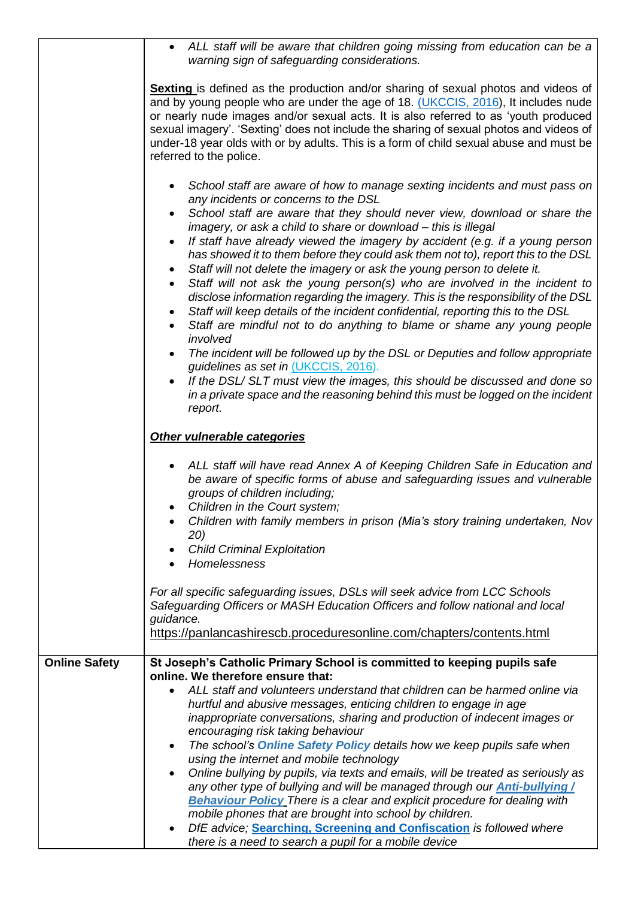| | |
|---|---|
| | • *ALL staff will be aware that children going missing from education can be a warning sign of safeguarding considerations.*<br><br>**Sexting** is defined as the production and/or sharing of sexual photos and videos of and by young people who are under the age of 18. (UKCCIS, 2016), It includes nude or nearly nude images and/or sexual acts. It is also referred to as 'youth produced sexual imagery'. 'Sexting' does not include the sharing of sexual photos and videos of under-18 year olds with or by adults. This is a form of child sexual abuse and must be referred to the police.<br><br>• *School staff are aware of how to manage sexting incidents and must pass on any incidents or concerns to the DSL*<br>• *School staff are aware that they should never view, download or share the imagery, or ask a child to share or download – this is illegal*<br>• *If staff have already viewed the imagery by accident (e.g. if a young person has showed it to them before they could ask them not to), report this to the DSL*<br>• *Staff will not delete the imagery or ask the young person to delete it.*<br>• *Staff will not ask the young person(s) who are involved in the incident to disclose information regarding the imagery. This is the responsibility of the DSL*<br>• *Staff will keep details of the incident confidential, reporting this to the DSL*<br>• *Staff are mindful not to do anything to blame or shame any young people involved*<br>• *The incident will be followed up by the DSL or Deputies and follow appropriate guidelines as set in (UKCCIS, 2016).*<br>• *If the DSL/ SLT must view the images, this should be discussed and done so in a private space and the reasoning behind this must be logged on the incident report.*<br><br>***Other vulnerable categories***<br><br>• *ALL staff will have read Annex A of Keeping Children Safe in Education and be aware of specific forms of abuse and safeguarding issues and vulnerable groups of children including;*<br>• *Children in the Court system;*<br>• *Children with family members in prison (Mia's story training undertaken, Nov 20)*<br>• *Child Criminal Exploitation*<br>• *Homelessness*<br><br>*For all specific safeguarding issues, DSLs will seek advice from LCC Schools Safeguarding Officers or MASH Education Officers and follow national and local guidance.*<br>https://panlancashirescb.proceduresonline.com/chapters/contents.html |
| **Online Safety** | **St Joseph's Catholic Primary School is committed to keeping pupils safe online. We therefore ensure that:**<br>• *ALL staff and volunteers understand that children can be harmed online via hurtful and abusive messages, enticing children to engage in age inappropriate conversations, sharing and production of indecent images or encouraging risk taking behaviour*<br>• *The school's **Online Safety Policy** details how we keep pupils safe when using the internet and mobile technology*<br>• *Online bullying by pupils, via texts and emails, will be treated as seriously as any other type of bullying and will be managed through our **Anti-bullying / Behaviour Policy** There is a clear and explicit procedure for dealing with mobile phones that are brought into school by children.*<br>• *DfE advice;* **Searching, Screening and Confiscation** *is followed where there is a need to search a pupil for a mobile device* |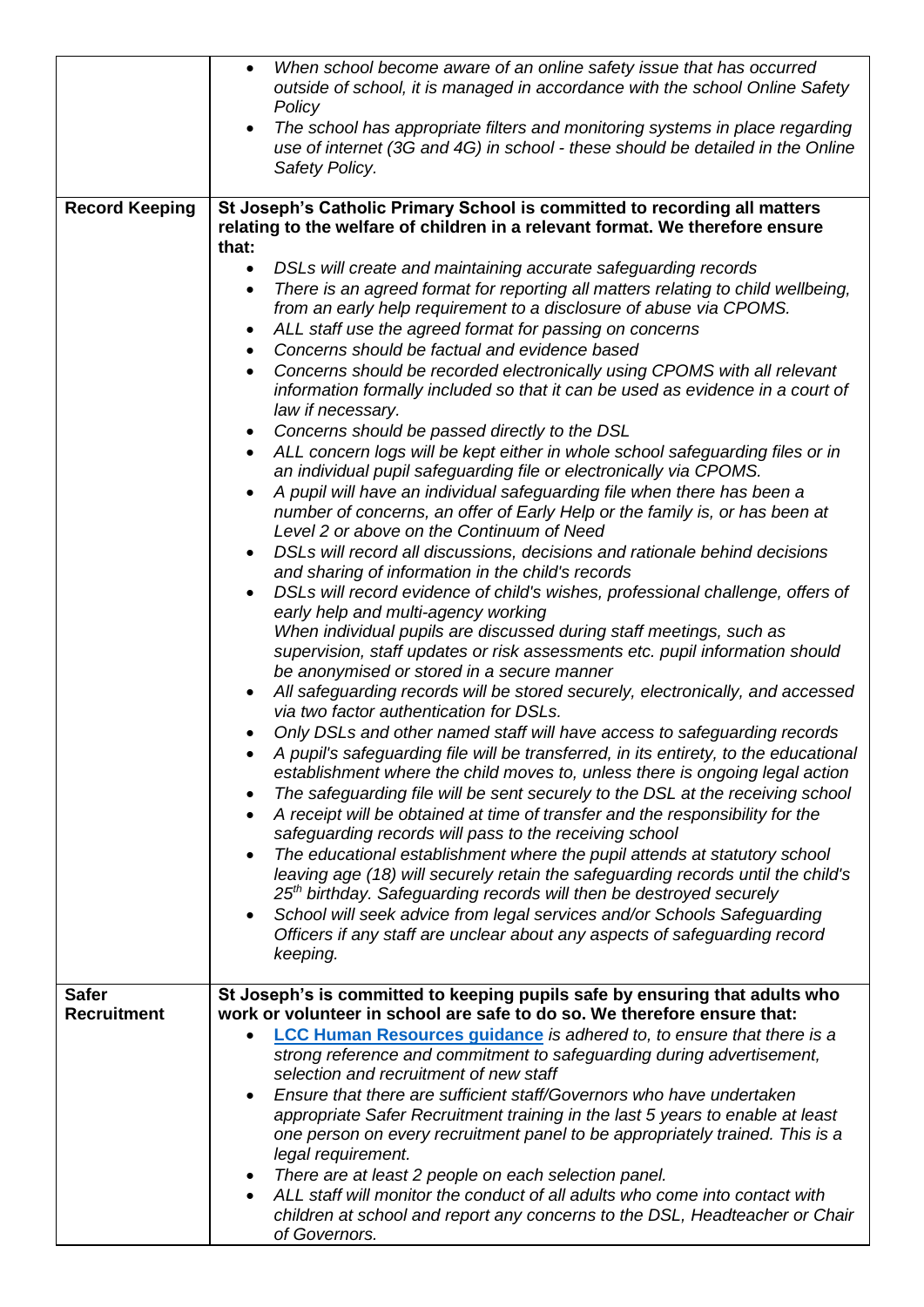| | |
|---|---|
| | • *When school become aware of an online safety issue that has occurred outside of school, it is managed in accordance with the school Online Safety Policy*<br>• *The school has appropriate filters and monitoring systems in place regarding use of internet (3G and 4G) in school - these should be detailed in the Online Safety Policy.* |
| **Record Keeping** | **St Joseph's Catholic Primary School is committed to recording all matters relating to the welfare of children in a relevant format. We therefore ensure that:**<br>• *DSLs will create and maintaining accurate safeguarding records*<br>• *There is an agreed format for reporting all matters relating to child wellbeing, from an early help requirement to a disclosure of abuse via CPOMS.*<br>• *ALL staff use the agreed format for passing on concerns*<br>• *Concerns should be factual and evidence based*<br>• *Concerns should be recorded electronically using CPOMS with all relevant information formally included so that it can be used as evidence in a court of law if necessary.*<br>• *Concerns should be passed directly to the DSL*<br>• *ALL concern logs will be kept either in whole school safeguarding files or in an individual pupil safeguarding file or electronically via CPOMS.*<br>• *A pupil will have an individual safeguarding file when there has been a number of concerns, an offer of Early Help or the family is, or has been at Level 2 or above on the Continuum of Need*<br>• *DSLs will record all discussions, decisions and rationale behind decisions and sharing of information in the child's records*<br>• *DSLs will record evidence of child's wishes, professional challenge, offers of early help and multi-agency working*<br>*When individual pupils are discussed during staff meetings, such as supervision, staff updates or risk assessments etc. pupil information should be anonymised or stored in a secure manner*<br>• *All safeguarding records will be stored securely, electronically, and accessed via two factor authentication for DSLs.*<br>• *Only DSLs and other named staff will have access to safeguarding records*<br>• *A pupil's safeguarding file will be transferred, in its entirety, to the educational establishment where the child moves to, unless there is ongoing legal action*<br>• *The safeguarding file will be sent securely to the DSL at the receiving school*<br>• *A receipt will be obtained at time of transfer and the responsibility for the safeguarding records will pass to the receiving school*<br>• *The educational establishment where the pupil attends at statutory school leaving age (18) will securely retain the safeguarding records until the child's 25th birthday. Safeguarding records will then be destroyed securely*<br>• *School will seek advice from legal services and/or Schools Safeguarding Officers if any staff are unclear about any aspects of safeguarding record keeping.* |
| **Safer Recruitment** | **St Joseph's is committed to keeping pupils safe by ensuring that adults who work or volunteer in school are safe to do so. We therefore ensure that:**<br>• **LCC Human Resources guidance** *is adhered to, to ensure that there is a strong reference and commitment to safeguarding during advertisement, selection and recruitment of new staff*<br>• *Ensure that there are sufficient staff/Governors who have undertaken appropriate Safer Recruitment training in the last 5 years to enable at least one person on every recruitment panel to be appropriately trained. This is a legal requirement.*<br>• *There are at least 2 people on each selection panel.*<br>• *ALL staff will monitor the conduct of all adults who come into contact with children at school and report any concerns to the DSL, Headteacher or Chair of Governors.* |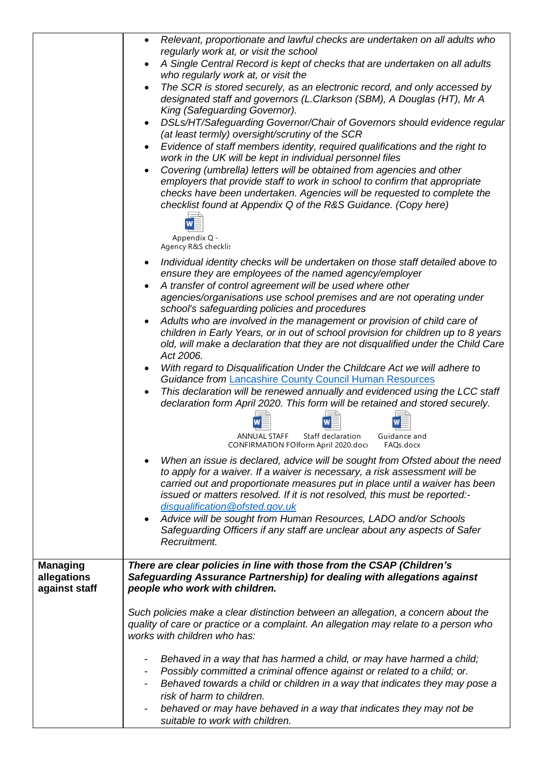| | |
|---|---|
| | • *Relevant, proportionate and lawful checks are undertaken on all adults who regularly work at, or visit the school*<br>• *A Single Central Record is kept of checks that are undertaken on all adults who regularly work at, or visit the*<br>• *The SCR is stored securely, as an electronic record, and only accessed by designated staff and governors (L.Clarkson (SBM), A Douglas (HT), Mr A King (Safeguarding Governor).*<br>• *DSLs/HT/Safeguarding Governor/Chair of Governors should evidence regular (at least termly) oversight/scrutiny of the SCR*<br>• *Evidence of staff members identity, required qualifications and the right to work in the UK will be kept in individual personnel files*<br>• *Covering (umbrella) letters will be obtained from agencies and other employers that provide staff to work in school to confirm that appropriate checks have been undertaken. Agencies will be requested to complete the checklist found at Appendix Q of the R&S Guidance. (Copy here)*<br>Appendix Q - Agency R&S checklis<br>• *Individual identity checks will be undertaken on those staff detailed above to ensure they are employees of the named agency/employer*<br>• *A transfer of control agreement will be used where other agencies/organisations use school premises and are not operating under school's safeguarding policies and procedures*<br>• *Adults who are involved in the management or provision of child care of children in Early Years, or in out of school provision for children up to 8 years old, will make a declaration that they are not disqualified under the Child Care Act 2006.*<br>• *With regard to Disqualification Under the Childcare Act we will adhere to Guidance from* Lancashire County Council Human Resources<br>• *This declaration will be renewed annually and evidenced using the LCC staff declaration form April 2020. This form will be retained and stored securely.*<br>ANNUAL STAFF CONFIRMATION FO &nbsp; Staff declaration form April 2020.docx &nbsp; Guidance and FAQs.docx<br>• *When an issue is declared, advice will be sought from Ofsted about the need to apply for a waiver. If a waiver is necessary, a risk assessment will be carried out and proportionate measures put in place until a waiver has been issued or matters resolved. If it is not resolved, this must be reported:- disqualification@ofsted.gov.uk*<br>• *Advice will be sought from Human Resources, LADO and/or Schools Safeguarding Officers if any staff are unclear about any aspects of Safer Recruitment.* |
| **Managing allegations against staff** | ***There are clear policies in line with those from the CSAP (Children's Safeguarding Assurance Partnership) for dealing with allegations against people who work with children.***<br><br>*Such policies make a clear distinction between an allegation, a concern about the quality of care or practice or a complaint. An allegation may relate to a person who works with children who has:*<br><br>- *Behaved in a way that has harmed a child, or may have harmed a child;*<br>- *Possibly committed a criminal offence against or related to a child; or.*<br>- *Behaved towards a child or children in a way that indicates they may pose a risk of harm to children.*<br>- *behaved or may have behaved in a way that indicates they may not be suitable to work with children.* |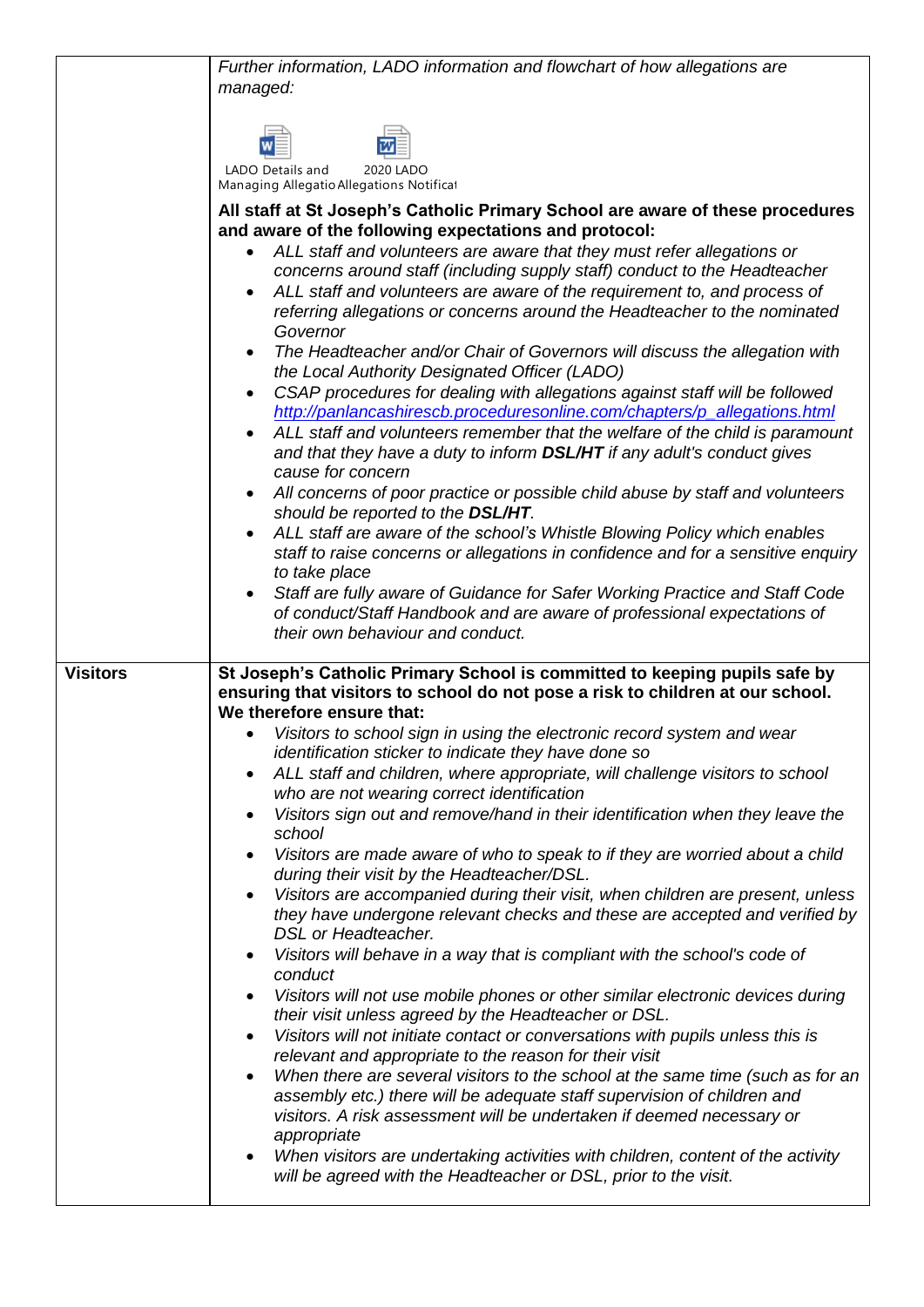| | |
|---|---|
| | *Further information, LADO information and flowchart of how allegations are managed:*<br><br>LADO Details and Managing Allegatio &nbsp;&nbsp; 2020 LADO Allegations Notificat<br><br>**All staff at St Joseph's Catholic Primary School are aware of these procedures and aware of the following expectations and protocol:**<br>• *ALL staff and volunteers are aware that they must refer allegations or concerns around staff (including supply staff) conduct to the Headteacher*<br>• *ALL staff and volunteers are aware of the requirement to, and process of referring allegations or concerns around the Headteacher to the nominated Governor*<br>• *The Headteacher and/or Chair of Governors will discuss the allegation with the Local Authority Designated Officer (LADO)*<br>• *CSAP procedures for dealing with allegations against staff will be followed* *http://panlancashirescb.proceduresonline.com/chapters/p_allegations.html*<br>• *ALL staff and volunteers remember that the welfare of the child is paramount and that they have a duty to inform* ***DSL/HT*** *if any adult's conduct gives cause for concern*<br>• *All concerns of poor practice or possible child abuse by staff and volunteers should be reported to the* ***DSL/HT****.*<br>• *ALL staff are aware of the school's Whistle Blowing Policy which enables staff to raise concerns or allegations in confidence and for a sensitive enquiry to take place*<br>• *Staff are fully aware of Guidance for Safer Working Practice and Staff Code of conduct/Staff Handbook and are aware of professional expectations of their own behaviour and conduct.* |
| **Visitors** | **St Joseph's Catholic Primary School is committed to keeping pupils safe by ensuring that visitors to school do not pose a risk to children at our school. We therefore ensure that:**<br>• *Visitors to school sign in using the electronic record system and wear identification sticker to indicate they have done so*<br>• *ALL staff and children, where appropriate, will challenge visitors to school who are not wearing correct identification*<br>• *Visitors sign out and remove/hand in their identification when they leave the school*<br>• *Visitors are made aware of who to speak to if they are worried about a child during their visit by the Headteacher/DSL.*<br>• *Visitors are accompanied during their visit, when children are present, unless they have undergone relevant checks and these are accepted and verified by DSL or Headteacher.*<br>• *Visitors will behave in a way that is compliant with the school's code of conduct*<br>• *Visitors will not use mobile phones or other similar electronic devices during their visit unless agreed by the Headteacher or DSL.*<br>• *Visitors will not initiate contact or conversations with pupils unless this is relevant and appropriate to the reason for their visit*<br>• *When there are several visitors to the school at the same time (such as for an assembly etc.) there will be adequate staff supervision of children and visitors. A risk assessment will be undertaken if deemed necessary or appropriate*<br>• *When visitors are undertaking activities with children, content of the activity will be agreed with the Headteacher or DSL, prior to the visit.* |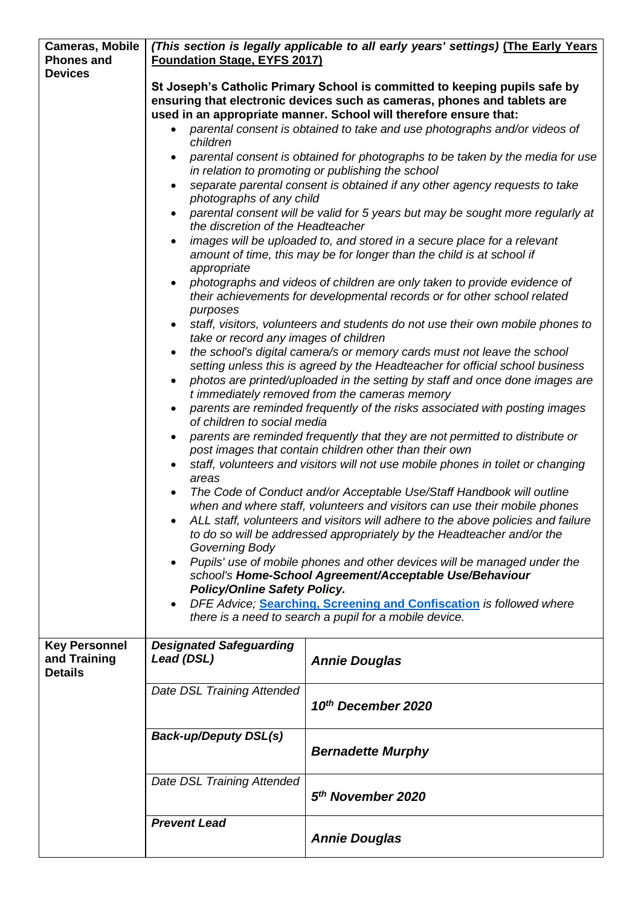| | | |
|---|---|---|
| **Cameras, Mobile Phones and Devices** | ***(This section is legally applicable to all early years' settings)*** **The Early Years Foundation Stage, EYFS 2017)**<br><br>**St Joseph's Catholic Primary School is committed to keeping pupils safe by ensuring that electronic devices such as cameras, phones and tablets are used in an appropriate manner. School will therefore ensure that:**<br>• *parental consent is obtained to take and use photographs and/or videos of children*<br>• *parental consent is obtained for photographs to be taken by the media for use in relation to promoting or publishing the school*<br>• *separate parental consent is obtained if any other agency requests to take photographs of any child*<br>• *parental consent will be valid for 5 years but may be sought more regularly at the discretion of the Headteacher*<br>• *images will be uploaded to, and stored in a secure place for a relevant amount of time, this may be for longer than the child is at school if appropriate*<br>• *photographs and videos of children are only taken to provide evidence of their achievements for developmental records or for other school related purposes*<br>• *staff, visitors, volunteers and students do not use their own mobile phones to take or record any images of children*<br>• *the school's digital camera/s or memory cards must not leave the school setting unless this is agreed by the Headteacher for official school business*<br>• *photos are printed/uploaded in the setting by staff and once done images are t immediately removed from the cameras memory*<br>• *parents are reminded frequently of the risks associated with posting images of children to social media*<br>• *parents are reminded frequently that they are not permitted to distribute or post images that contain children other than their own*<br>• *staff, volunteers and visitors will not use mobile phones in toilet or changing areas*<br>• *The Code of Conduct and/or Acceptable Use/Staff Handbook will outline when and where staff, volunteers and visitors can use their mobile phones*<br>• *ALL staff, volunteers and visitors will adhere to the above policies and failure to do so will be addressed appropriately by the Headteacher and/or the Governing Body*<br>• *Pupils' use of mobile phones and other devices will be managed under the school's* ***Home-School Agreement/Acceptable Use/Behaviour Policy/Online Safety Policy.***<br>• *DFE Advice;* **Searching, Screening and Confiscation** *is followed where there is a need to search a pupil for a mobile device.* | |
| **Key Personnel and Training Details** | ***Designated Safeguarding Lead (DSL)*** | ***Annie Douglas*** |
| | *Date DSL Training Attended* | ***10th December 2020*** |
| | ***Back-up/Deputy DSL(s)*** | ***Bernadette Murphy*** |
| | *Date DSL Training Attended* | ***5th November 2020*** |
| | ***Prevent Lead*** | ***Annie Douglas*** |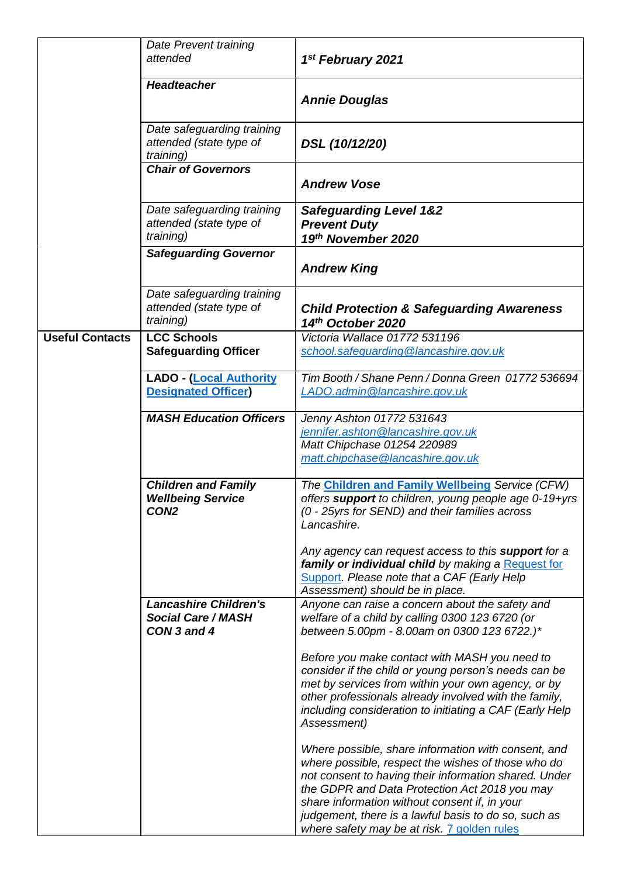| | | |
|---|---|---|
| | *Date Prevent training attended* | ***1st February 2021*** |
| | ***Headteacher*** | ***Annie Douglas*** |
| | *Date safeguarding training attended (state type of training)* | ***DSL (10/12/20)*** |
| | ***Chair of Governors*** | ***Andrew Vose*** |
| | *Date safeguarding training attended (state type of training)* | ***Safeguarding Level 1&2*** <br> ***Prevent Duty*** <br> ***19th November 2020*** |
| | ***Safeguarding Governor*** | ***Andrew King*** |
| | *Date safeguarding training attended (state type of training)* | ***Child Protection & Safeguarding Awareness 14th October 2020*** |
| **Useful Contacts** | **LCC Schools Safeguarding Officer** | *Victoria Wallace 01772 531196* <br> *school.safeguarding@lancashire.gov.uk* |
| | **LADO - (Local Authority Designated Officer)** | *Tim Booth / Shane Penn / Donna Green 01772 536694* <br> *LADO.admin@lancashire.gov.uk* |
| | ***MASH Education Officers*** | *Jenny Ashton 01772 531643* <br> *jennifer.ashton@lancashire.gov.uk* <br> *Matt Chipchase 01254 220989* <br> *matt.chipchase@lancashire.gov.uk* |
| | ***Children and Family Wellbeing Service CON2*** | *The **Children and Family Wellbeing** Service (CFW) offers **support** to children, young people age 0-19+yrs (0 - 25yrs for SEND) and their families across Lancashire.* <br><br> *Any agency can request access to this **support** for a **family or individual child** by making a Request for Support. Please note that a CAF (Early Help Assessment) should be in place.* |
| | ***Lancashire Children's Social Care / MASH CON 3 and 4*** | *Anyone can raise a concern about the safety and welfare of a child by calling 0300 123 6720 (or between 5.00pm - 8.00am on 0300 123 6722.)** <br><br> *Before you make contact with MASH you need to consider if the child or young person's needs can be met by services from within your own agency, or by other professionals already involved with the family, including consideration to initiating a CAF (Early Help Assessment)* <br><br> *Where possible, share information with consent, and where possible, respect the wishes of those who do not consent to having their information shared. Under the GDPR and Data Protection Act 2018 you may share information without consent if, in your judgement, there is a lawful basis to do so, such as where safety may be at risk.* 7 golden rules |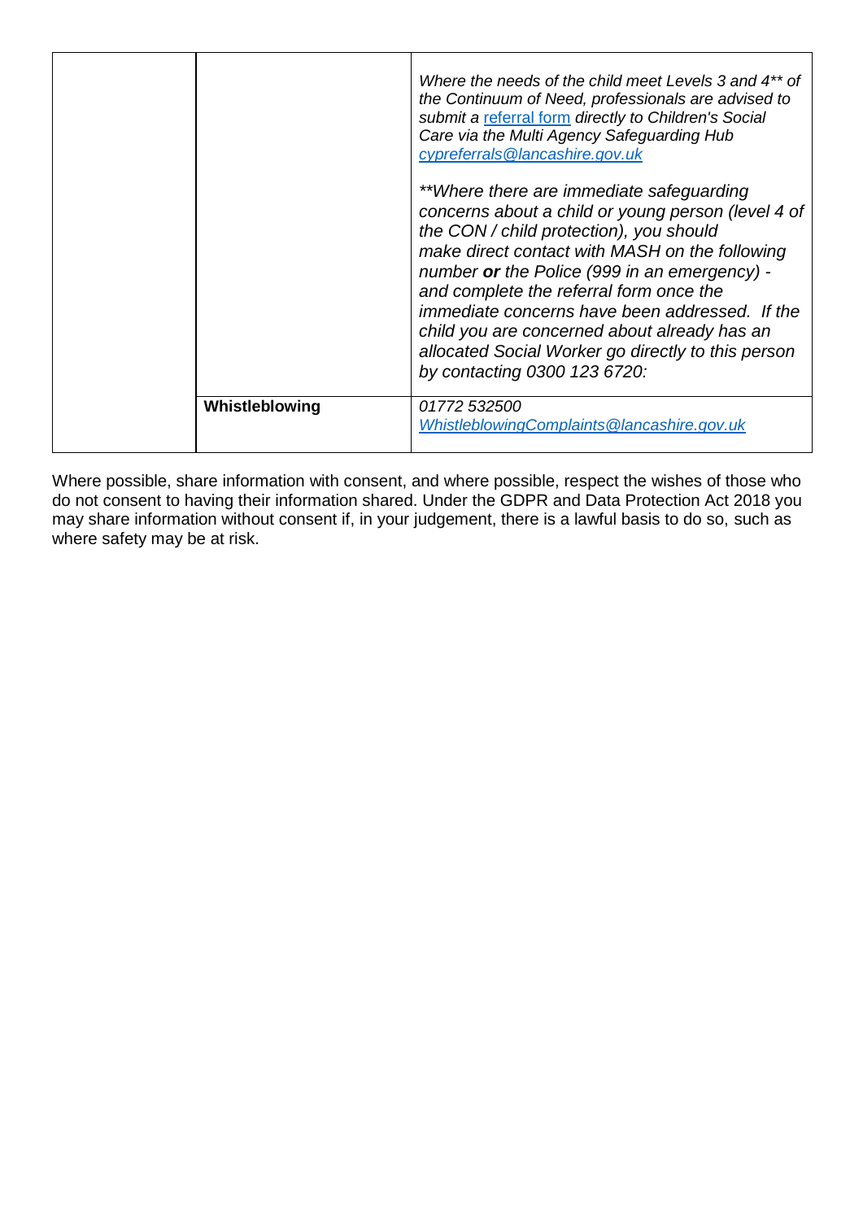| | | |
|---|---|---|
| | | *Where the needs of the child meet Levels 3 and 4** of the Continuum of Need, professionals are advised to submit a* referral form *directly to Children's Social Care via the Multi Agency Safeguarding Hub* *cypreferrals@lancashire.gov.uk*<br><br>***Where there are immediate safeguarding concerns about a child or young person (level 4 of the CON / child protection), you should make direct contact with MASH on the following number **or** the Police (999 in an emergency) - and complete the referral form once the immediate concerns have been addressed. If the child you are concerned about already has an allocated Social Worker go directly to this person by contacting 0300 123 6720:* |
| | **Whistleblowing** | *01772 532500*<br>*WhistleblowingComplaints@lancashire.gov.uk* |

Where possible, share information with consent, and where possible, respect the wishes of those who do not consent to having their information shared. Under the GDPR and Data Protection Act 2018 you may share information without consent if, in your judgement, there is a lawful basis to do so, such as where safety may be at risk.